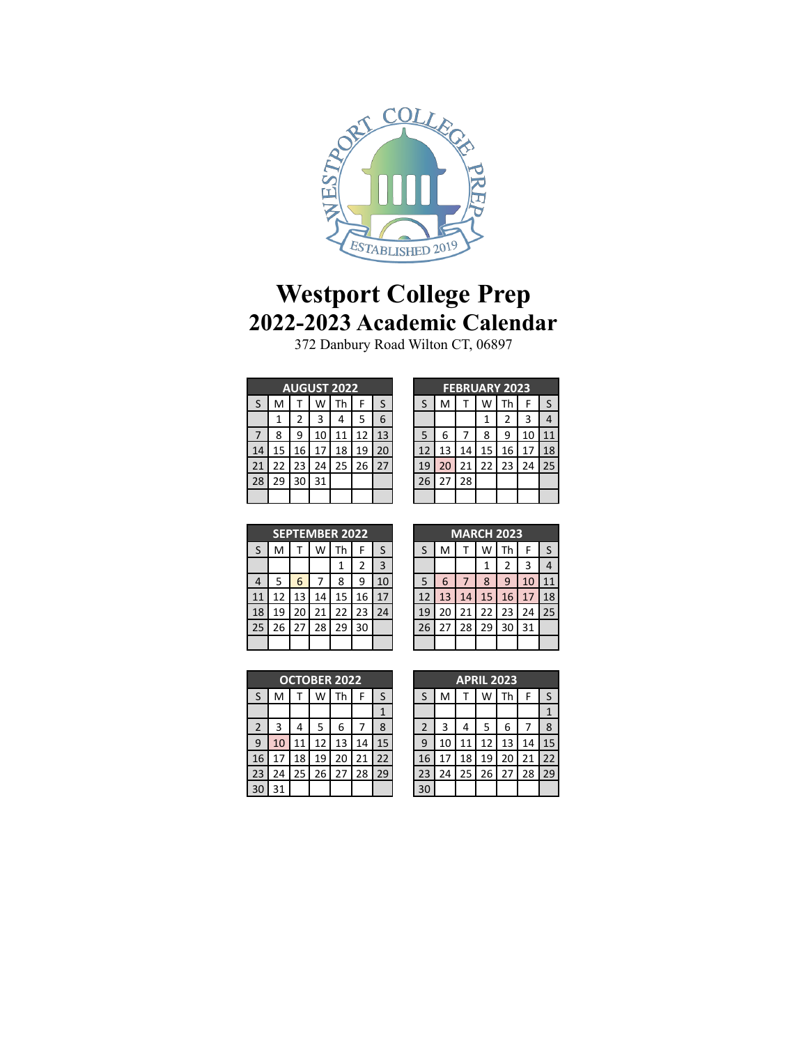# Westport College Prep

# 2022-2023 Academic Calendar

372 Danbury Road Wilton CT, 06897

| AUGUST 2022 | | | | | | |
|---|---|---|---|---|---|---|
| S | M | T | W | Th | F | S |
| | 1 | 2 | 3 | 4 | 5 | 6 |
| 7 | 8 | 9 | 10 | 11 | 12 | 13 |
| 14 | 15 | 16 | 17 | 18 | 19 | 20 |
| 21 | 22 | 23 | 24 | 25 | 26 | 27 |
| 28 | 29 | 30 | 31 | | | |

| FEBRUARY 2023 | | | | | | |
|---|---|---|---|---|---|---|
| S | M | T | W | Th | F | S |
| | | | 1 | 2 | 3 | 4 |
| 5 | 6 | 7 | 8 | 9 | 10 | 11 |
| 12 | 13 | 14 | 15 | 16 | 17 | 18 |
| 19 | 20 | 21 | 22 | 23 | 24 | 25 |
| 26 | 27 | 28 | | | | |

| SEPTEMBER 2022 | | | | | | |
|---|---|---|---|---|---|---|
| S | M | T | W | Th | F | S |
| | | | | 1 | 2 | 3 |
| 4 | 5 | 6 | 7 | 8 | 9 | 10 |
| 11 | 12 | 13 | 14 | 15 | 16 | 17 |
| 18 | 19 | 20 | 21 | 22 | 23 | 24 |
| 25 | 26 | 27 | 28 | 29 | 30 | |

| MARCH 2023 | | | | | | |
|---|---|---|---|---|---|---|
| S | M | T | W | Th | F | S |
| | | | 1 | 2 | 3 | 4 |
| 5 | 6 | 7 | 8 | 9 | 10 | 11 |
| 12 | 13 | 14 | 15 | 16 | 17 | 18 |
| 19 | 20 | 21 | 22 | 23 | 24 | 25 |
| 26 | 27 | 28 | 29 | 30 | 31 | |

| OCTOBER 2022 | | | | | | |
|---|---|---|---|---|---|---|
| S | M | T | W | Th | F | S |
| | | | | | | 1 |
| 2 | 3 | 4 | 5 | 6 | 7 | 8 |
| 9 | 10 | 11 | 12 | 13 | 14 | 15 |
| 16 | 17 | 18 | 19 | 20 | 21 | 22 |
| 23 | 24 | 25 | 26 | 27 | 28 | 29 |
| 30 | 31 | | | | | |

| APRIL 2023 | | | | | | |
|---|---|---|---|---|---|---|
| S | M | T | W | Th | F | S |
| | | | | | | 1 |
| 2 | 3 | 4 | 5 | 6 | 7 | 8 |
| 9 | 10 | 11 | 12 | 13 | 14 | 15 |
| 16 | 17 | 18 | 19 | 20 | 21 | 22 |
| 23 | 24 | 25 | 26 | 27 | 28 | 29 |
| 30 | | | | | | |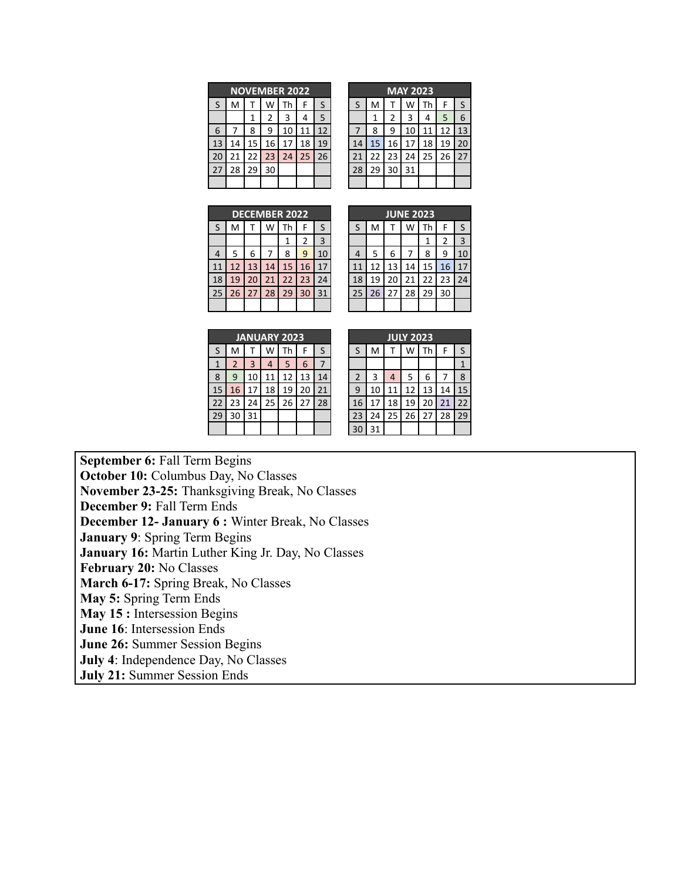| NOVEMBER 2022 | | | | | | |
|---|---|---|---|---|---|---|
| S | M | T | W | Th | F | S |
| | | 1 | 2 | 3 | 4 | 5 |
| 6 | 7 | 8 | 9 | 10 | 11 | 12 |
| 13 | 14 | 15 | 16 | 17 | 18 | 19 |
| 20 | 21 | 22 | 23 | 24 | 25 | 26 |
| 27 | 28 | 29 | 30 | | | |

| MAY 2023 | | | | | | |
|---|---|---|---|---|---|---|
| S | M | T | W | Th | F | S |
| | 1 | 2 | 3 | 4 | 5 | 6 |
| 7 | 8 | 9 | 10 | 11 | 12 | 13 |
| 14 | 15 | 16 | 17 | 18 | 19 | 20 |
| 21 | 22 | 23 | 24 | 25 | 26 | 27 |
| 28 | 29 | 30 | 31 | | | |

| DECEMBER 2022 | | | | | | |
|---|---|---|---|---|---|---|
| S | M | T | W | Th | F | S |
| | | | | 1 | 2 | 3 |
| 4 | 5 | 6 | 7 | 8 | 9 | 10 |
| 11 | 12 | 13 | 14 | 15 | 16 | 17 |
| 18 | 19 | 20 | 21 | 22 | 23 | 24 |
| 25 | 26 | 27 | 28 | 29 | 30 | 31 |

| JUNE 2023 | | | | | | |
|---|---|---|---|---|---|---|
| S | M | T | W | Th | F | S |
| | | | | 1 | 2 | 3 |
| 4 | 5 | 6 | 7 | 8 | 9 | 10 |
| 11 | 12 | 13 | 14 | 15 | 16 | 17 |
| 18 | 19 | 20 | 21 | 22 | 23 | 24 |
| 25 | 26 | 27 | 28 | 29 | 30 | |

| JANUARY 2023 | | | | | | |
|---|---|---|---|---|---|---|
| S | M | T | W | Th | F | S |
| 1 | 2 | 3 | 4 | 5 | 6 | 7 |
| 8 | 9 | 10 | 11 | 12 | 13 | 14 |
| 15 | 16 | 17 | 18 | 19 | 20 | 21 |
| 22 | 23 | 24 | 25 | 26 | 27 | 28 |
| 29 | 30 | 31 | | | | |

| JULY 2023 | | | | | | |
|---|---|---|---|---|---|---|
| S | M | T | W | Th | F | S |
| | | | | | | 1 |
| 2 | 3 | 4 | 5 | 6 | 7 | 8 |
| 9 | 10 | 11 | 12 | 13 | 14 | 15 |
| 16 | 17 | 18 | 19 | 20 | 21 | 22 |
| 23 | 24 | 25 | 26 | 27 | 28 | 29 |
| 30 | 31 | | | | | |

**September 6:** Fall Term Begins
**October 10:** Columbus Day, No Classes
**November 23-25:** Thanksgiving Break, No Classes
**December 9:** Fall Term Ends
**December 12- January 6 :** Winter Break, No Classes
**January 9**: Spring Term Begins
**January 16:** Martin Luther King Jr. Day, No Classes
**February 20:** No Classes
**March 6-17:** Spring Break, No Classes
**May 5:** Spring Term Ends
**May 15 :** Intersession Begins
**June 16**: Intersession Ends
**June 26:** Summer Session Begins
**July 4**: Independence Day, No Classes
**July 21:** Summer Session Ends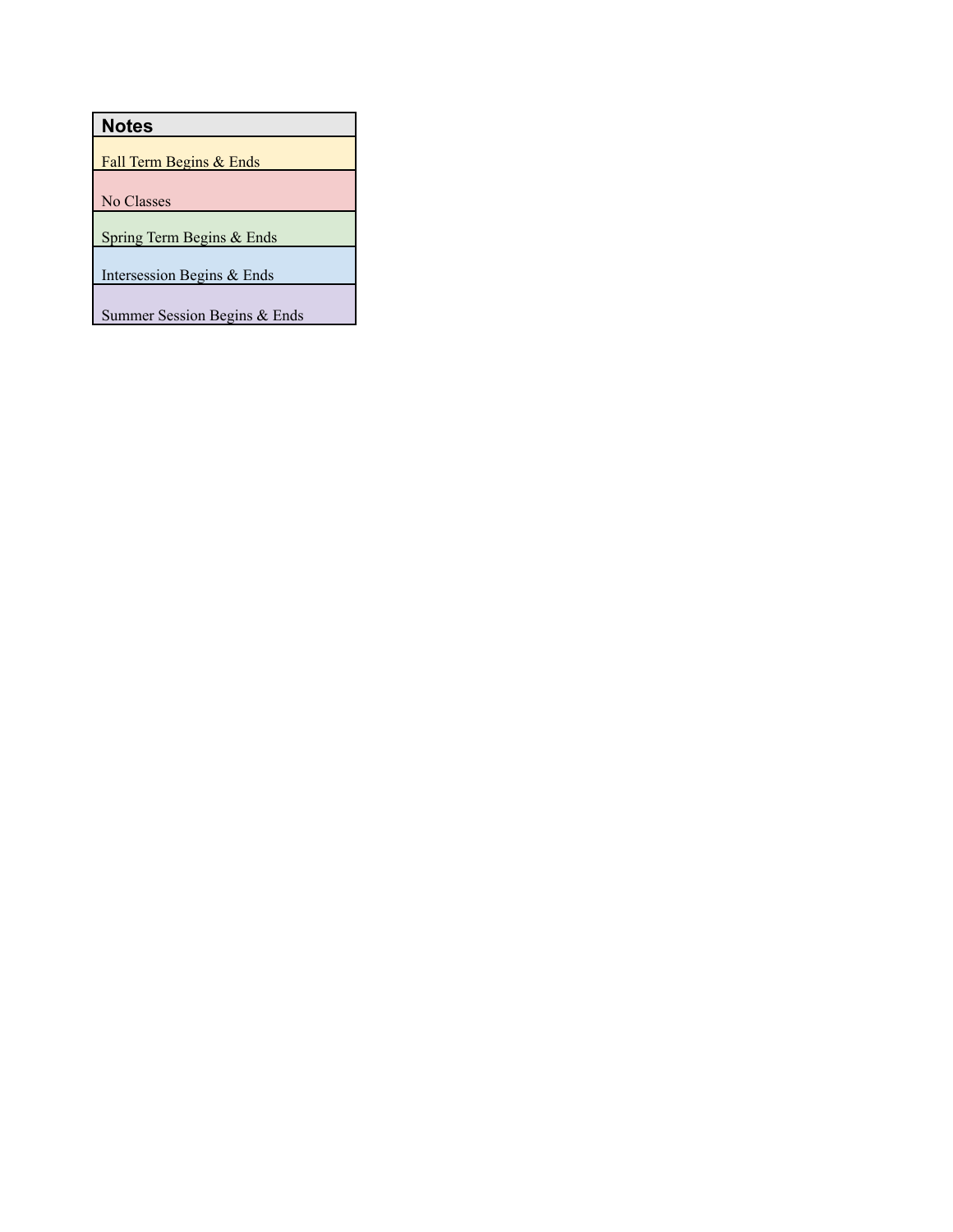| Notes |
| --- |
| Fall Term Begins & Ends |
| No Classes |
| Spring Term Begins & Ends |
| Intersession Begins & Ends |
| Summer Session Begins & Ends |